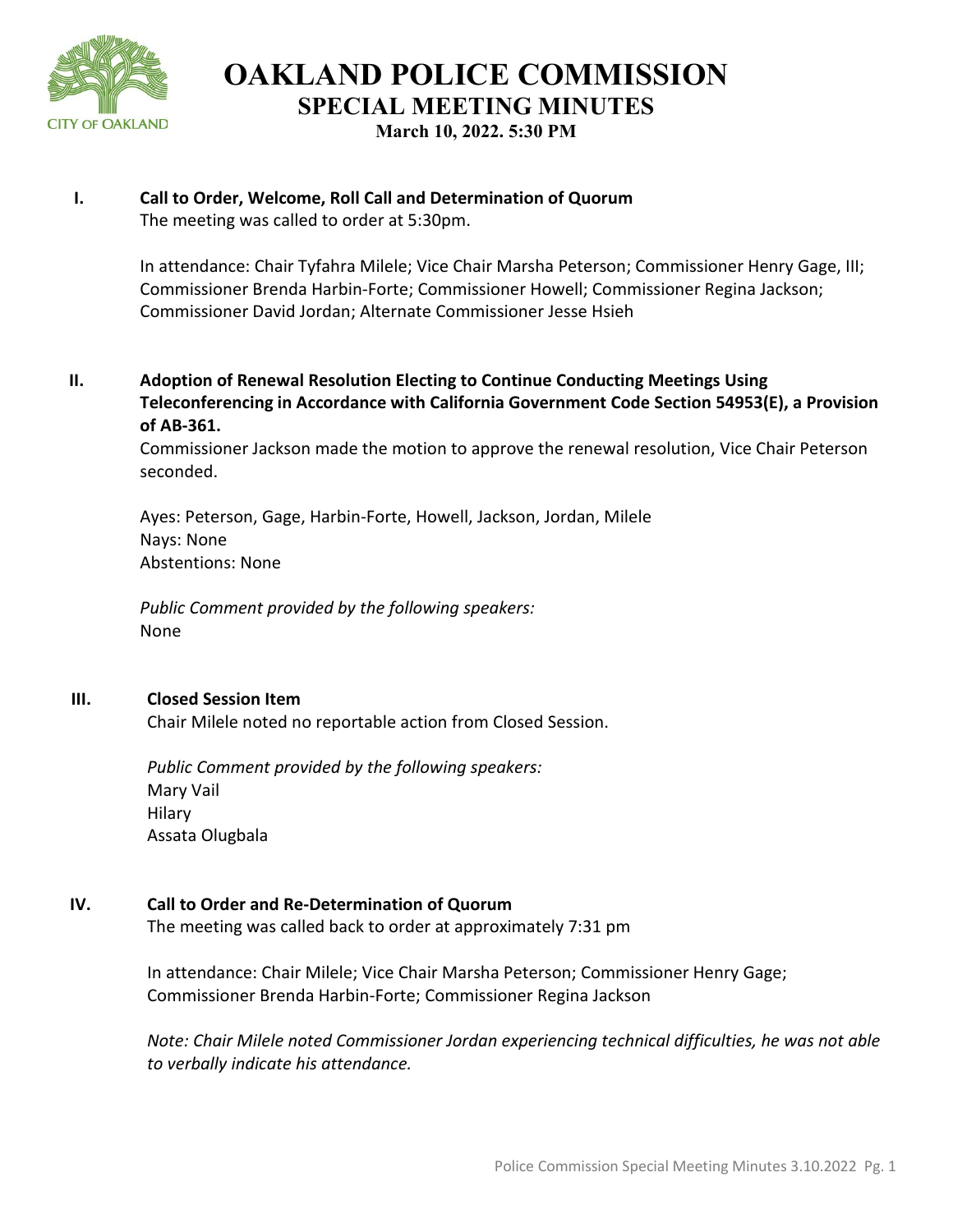# OAKLAND POLICE COMMISSION
## SPECIAL MEETING MINUTES
### March 10, 2022. 5:30 PM

**I. Call to Order, Welcome, Roll Call and Determination of Quorum**

The meeting was called to order at 5:30pm.

In attendance: Chair Tyfahra Milele; Vice Chair Marsha Peterson; Commissioner Henry Gage, III; Commissioner Brenda Harbin-Forte; Commissioner Howell; Commissioner Regina Jackson; Commissioner David Jordan; Alternate Commissioner Jesse Hsieh

**II. Adoption of Renewal Resolution Electing to Continue Conducting Meetings Using Teleconferencing in Accordance with California Government Code Section 54953(E), a Provision of AB-361.**

Commissioner Jackson made the motion to approve the renewal resolution, Vice Chair Peterson seconded.

Ayes: Peterson, Gage, Harbin-Forte, Howell, Jackson, Jordan, Milele
Nays: None
Abstentions: None

*Public Comment provided by the following speakers:*
None

**III. Closed Session Item**

Chair Milele noted no reportable action from Closed Session.

*Public Comment provided by the following speakers:*
Mary Vail
Hilary
Assata Olugbala

**IV. Call to Order and Re-Determination of Quorum**

The meeting was called back to order at approximately 7:31 pm

In attendance: Chair Milele; Vice Chair Marsha Peterson; Commissioner Henry Gage; Commissioner Brenda Harbin-Forte; Commissioner Regina Jackson

*Note: Chair Milele noted Commissioner Jordan experiencing technical difficulties, he was not able to verbally indicate his attendance.*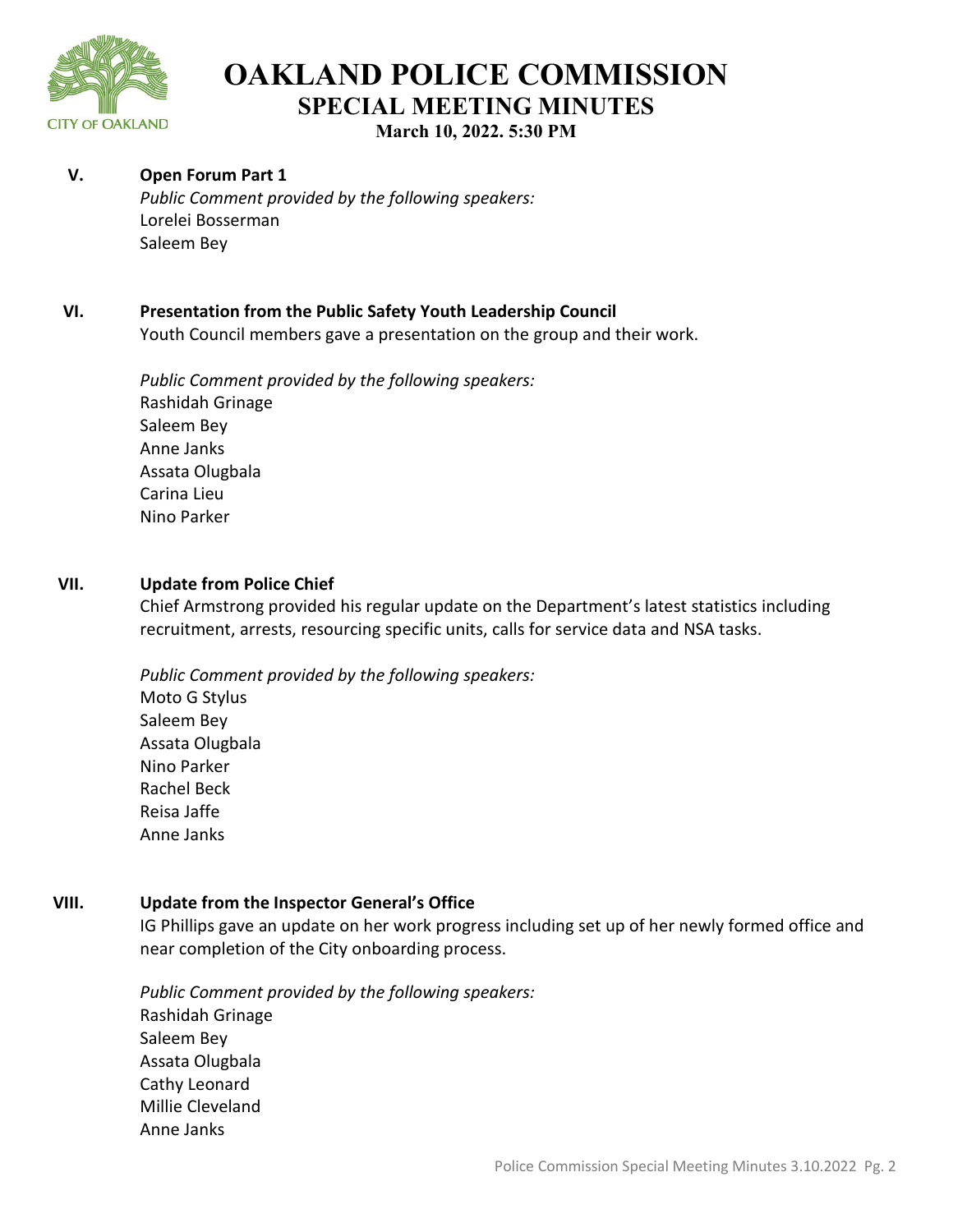# OAKLAND POLICE COMMISSION
## SPECIAL MEETING MINUTES
**March 10, 2022. 5:30 PM**

**V. Open Forum Part 1**

*Public Comment provided by the following speakers:*
Lorelei Bosserman
Saleem Bey

**VI. Presentation from the Public Safety Youth Leadership Council**

Youth Council members gave a presentation on the group and their work.

*Public Comment provided by the following speakers:*
Rashidah Grinage
Saleem Bey
Anne Janks
Assata Olugbala
Carina Lieu
Nino Parker

**VII. Update from Police Chief**

Chief Armstrong provided his regular update on the Department's latest statistics including recruitment, arrests, resourcing specific units, calls for service data and NSA tasks.

*Public Comment provided by the following speakers:*
Moto G Stylus
Saleem Bey
Assata Olugbala
Nino Parker
Rachel Beck
Reisa Jaffe
Anne Janks

**VIII. Update from the Inspector General's Office**

IG Phillips gave an update on her work progress including set up of her newly formed office and near completion of the City onboarding process.

*Public Comment provided by the following speakers:*
Rashidah Grinage
Saleem Bey
Assata Olugbala
Cathy Leonard
Millie Cleveland
Anne Janks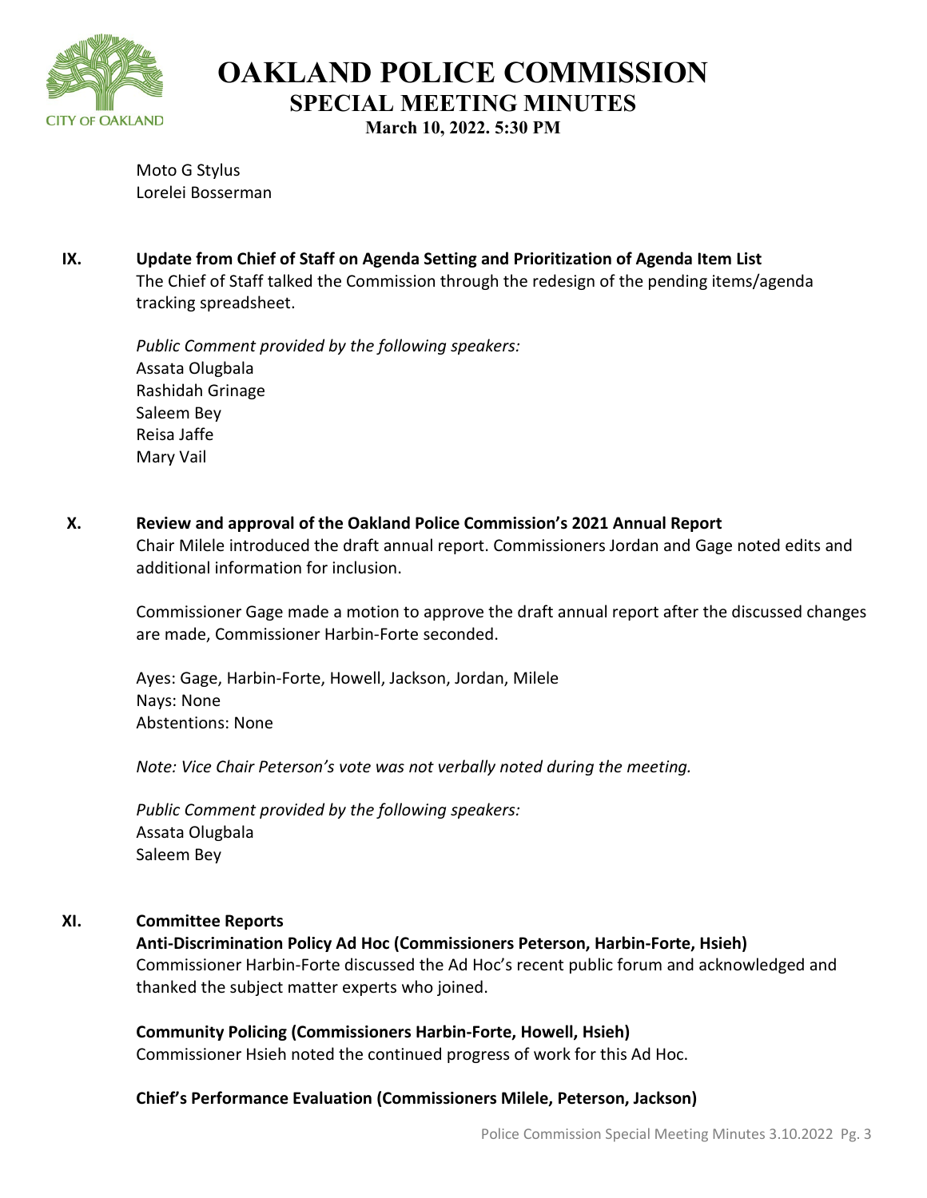Moto G Stylus
Lorelei Bosserman

## IX. Update from Chief of Staff on Agenda Setting and Prioritization of Agenda Item List

The Chief of Staff talked the Commission through the redesign of the pending items/agenda tracking spreadsheet.

*Public Comment provided by the following speakers:*
Assata Olugbala
Rashidah Grinage
Saleem Bey
Reisa Jaffe
Mary Vail

## X. Review and approval of the Oakland Police Commission's 2021 Annual Report

Chair Milele introduced the draft annual report. Commissioners Jordan and Gage noted edits and additional information for inclusion.

Commissioner Gage made a motion to approve the draft annual report after the discussed changes are made, Commissioner Harbin-Forte seconded.

Ayes: Gage, Harbin-Forte, Howell, Jackson, Jordan, Milele
Nays: None
Abstentions: None

*Note: Vice Chair Peterson's vote was not verbally noted during the meeting.*

*Public Comment provided by the following speakers:*
Assata Olugbala
Saleem Bey

## XI. Committee Reports

**Anti-Discrimination Policy Ad Hoc (Commissioners Peterson, Harbin-Forte, Hsieh)**
Commissioner Harbin-Forte discussed the Ad Hoc's recent public forum and acknowledged and thanked the subject matter experts who joined.

**Community Policing (Commissioners Harbin-Forte, Howell, Hsieh)**
Commissioner Hsieh noted the continued progress of work for this Ad Hoc.

**Chief's Performance Evaluation (Commissioners Milele, Peterson, Jackson)**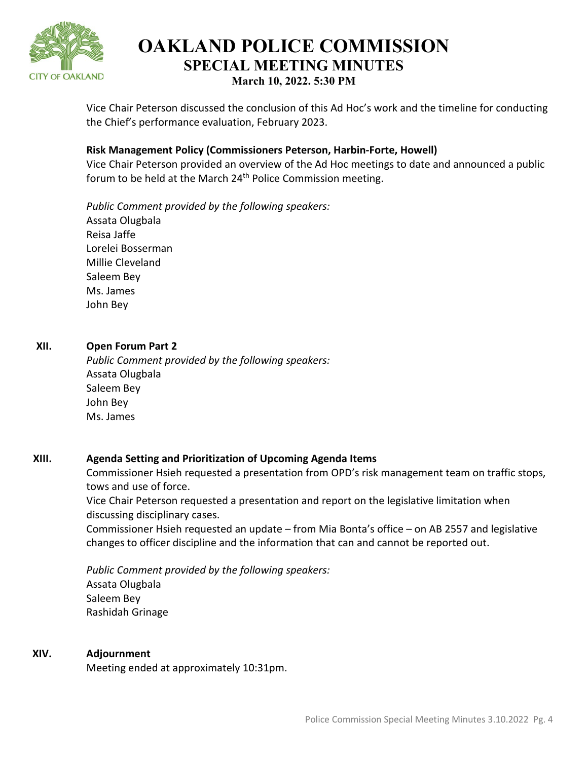Vice Chair Peterson discussed the conclusion of this Ad Hoc's work and the timeline for conducting the Chief's performance evaluation, February 2023.

**Risk Management Policy (Commissioners Peterson, Harbin-Forte, Howell)**

Vice Chair Peterson provided an overview of the Ad Hoc meetings to date and announced a public forum to be held at the March 24th Police Commission meeting.

*Public Comment provided by the following speakers:*

Assata Olugbala
Reisa Jaffe
Lorelei Bosserman
Millie Cleveland
Saleem Bey
Ms. James
John Bey

## XII. Open Forum Part 2

*Public Comment provided by the following speakers:*

Assata Olugbala
Saleem Bey
John Bey
Ms. James

## XIII. Agenda Setting and Prioritization of Upcoming Agenda Items

Commissioner Hsieh requested a presentation from OPD's risk management team on traffic stops, tows and use of force.

Vice Chair Peterson requested a presentation and report on the legislative limitation when discussing disciplinary cases.

Commissioner Hsieh requested an update – from Mia Bonta's office – on AB 2557 and legislative changes to officer discipline and the information that can and cannot be reported out.

*Public Comment provided by the following speakers:*

Assata Olugbala
Saleem Bey
Rashidah Grinage

## XIV. Adjournment

Meeting ended at approximately 10:31pm.